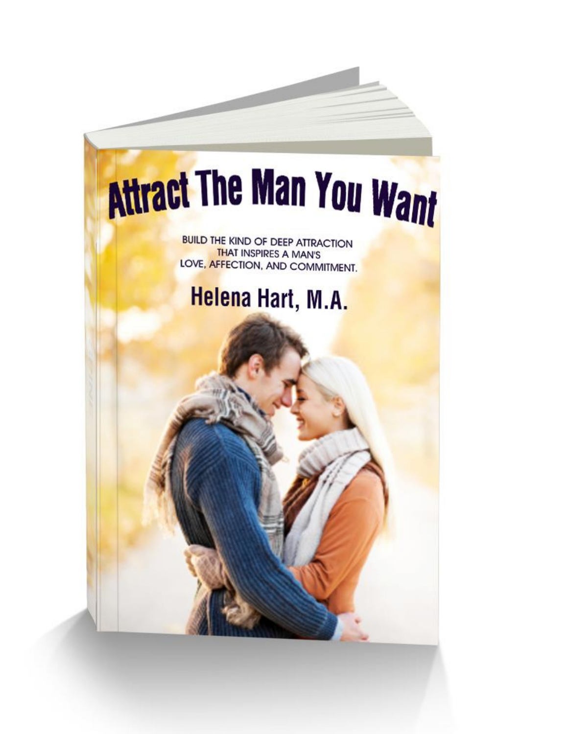# Attract The Man You Want

BUILD THE KIND OF DEEP ATTRACTION THAT INSPIRES A MAN'S LOVE, AFFECTION, AND COMMITMENT.

**Helena Hart, M.A.**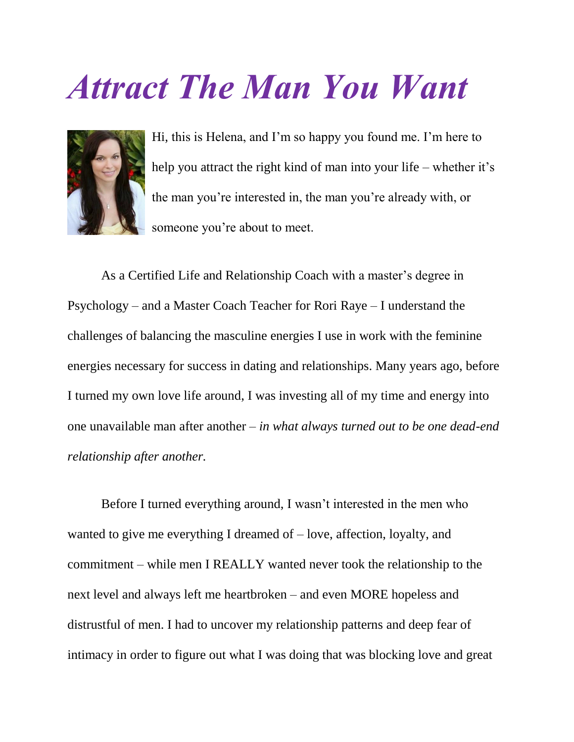# *Attract The Man You Want*

Hi, this is Helena, and I'm so happy you found me. I'm here to help you attract the right kind of man into your life – whether it's the man you're interested in, the man you're already with, or someone you're about to meet.

As a Certified Life and Relationship Coach with a master's degree in Psychology – and a Master Coach Teacher for Rori Raye – I understand the challenges of balancing the masculine energies I use in work with the feminine energies necessary for success in dating and relationships. Many years ago, before I turned my own love life around, I was investing all of my time and energy into one unavailable man after another – *in what always turned out to be one dead-end relationship after another.*

Before I turned everything around, I wasn't interested in the men who wanted to give me everything I dreamed of – love, affection, loyalty, and commitment – while men I REALLY wanted never took the relationship to the next level and always left me heartbroken – and even MORE hopeless and distrustful of men. I had to uncover my relationship patterns and deep fear of intimacy in order to figure out what I was doing that was blocking love and great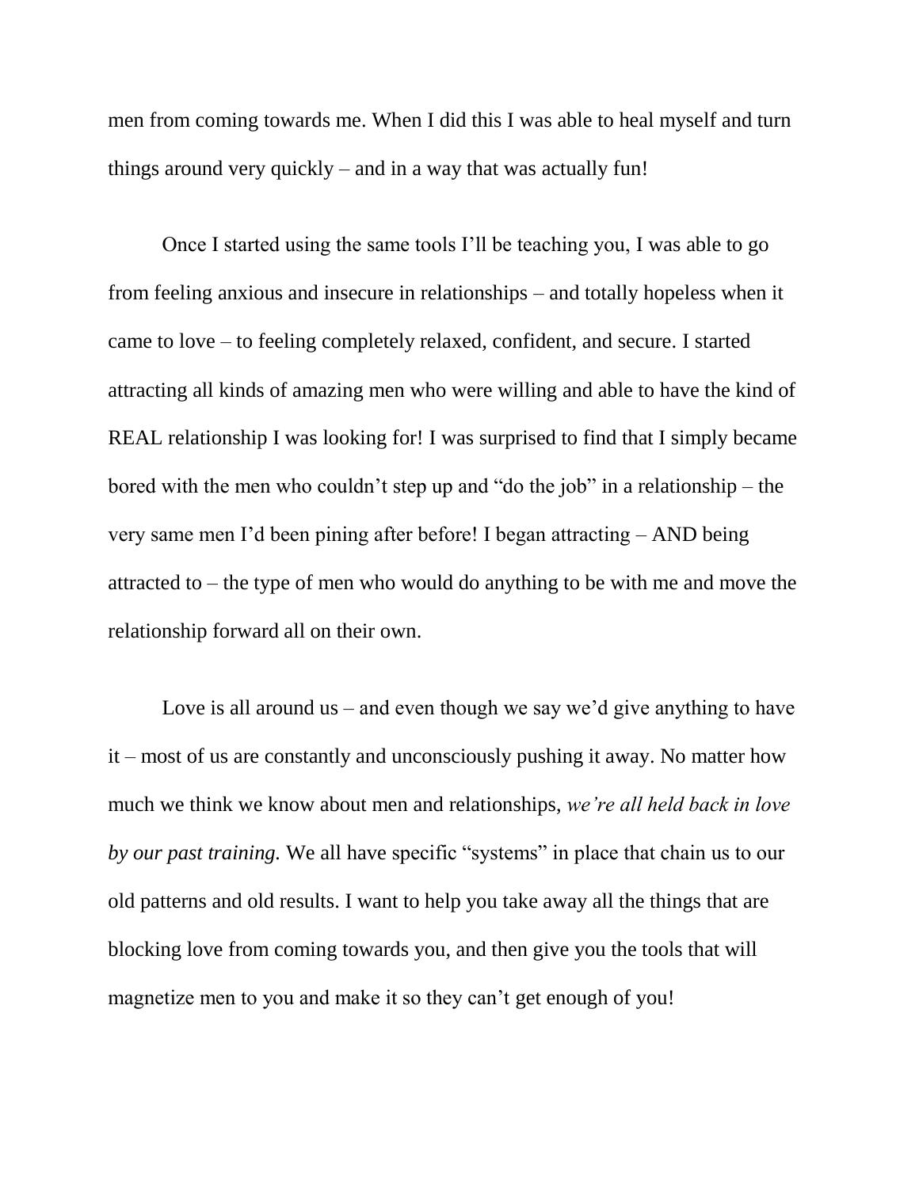men from coming towards me. When I did this I was able to heal myself and turn things around very quickly – and in a way that was actually fun!

Once I started using the same tools I'll be teaching you, I was able to go from feeling anxious and insecure in relationships – and totally hopeless when it came to love – to feeling completely relaxed, confident, and secure. I started attracting all kinds of amazing men who were willing and able to have the kind of REAL relationship I was looking for! I was surprised to find that I simply became bored with the men who couldn't step up and "do the job" in a relationship – the very same men I'd been pining after before! I began attracting – AND being attracted to – the type of men who would do anything to be with me and move the relationship forward all on their own.

Love is all around us – and even though we say we'd give anything to have it – most of us are constantly and unconsciously pushing it away. No matter how much we think we know about men and relationships, *we're all held back in love by our past training.* We all have specific "systems" in place that chain us to our old patterns and old results. I want to help you take away all the things that are blocking love from coming towards you, and then give you the tools that will magnetize men to you and make it so they can't get enough of you!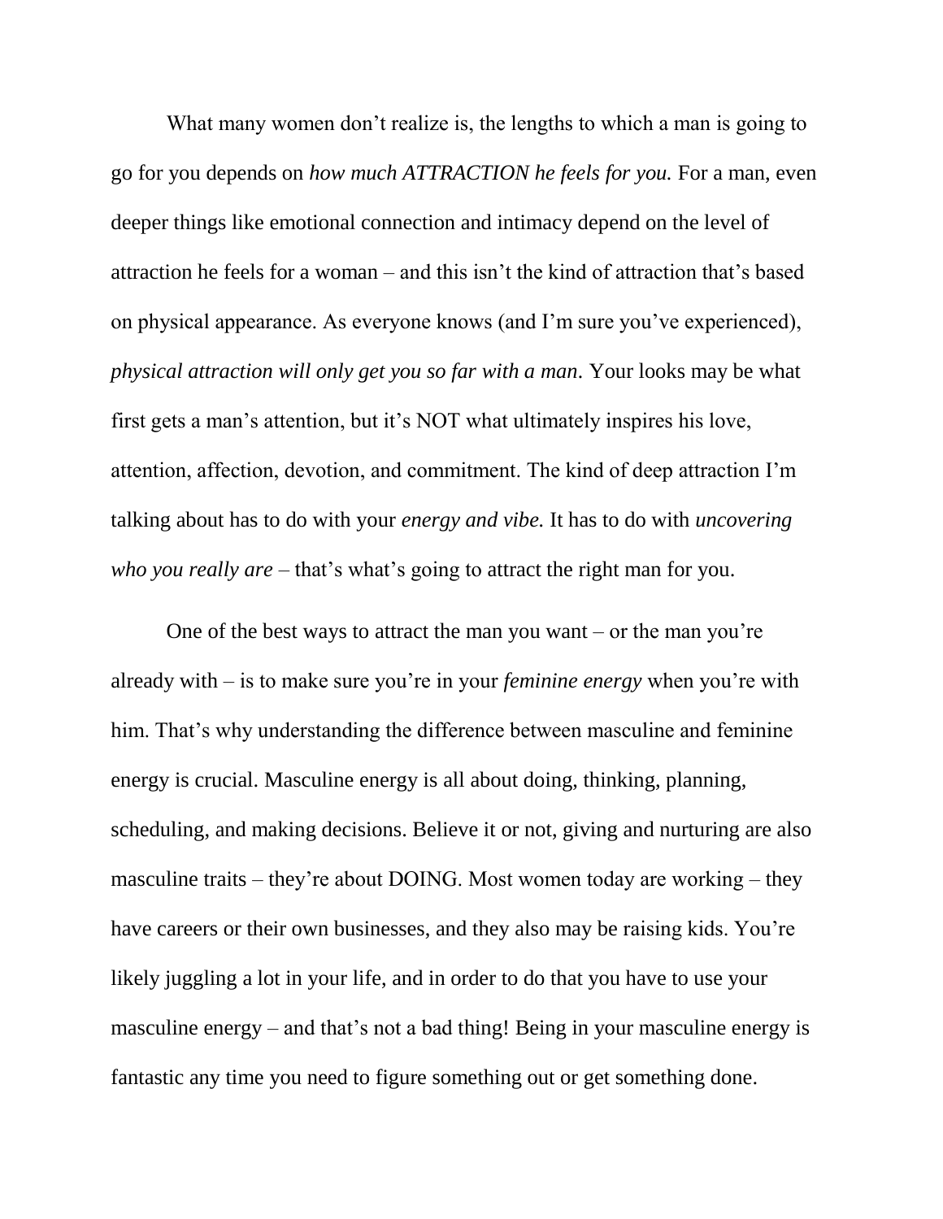What many women don't realize is, the lengths to which a man is going to go for you depends on *how much ATTRACTION he feels for you.* For a man, even deeper things like emotional connection and intimacy depend on the level of attraction he feels for a woman – and this isn't the kind of attraction that's based on physical appearance. As everyone knows (and I'm sure you've experienced), *physical attraction will only get you so far with a man*. Your looks may be what first gets a man's attention, but it's NOT what ultimately inspires his love, attention, affection, devotion, and commitment. The kind of deep attraction I'm talking about has to do with your *energy and vibe.* It has to do with *uncovering who you really are* – that's what's going to attract the right man for you.

One of the best ways to attract the man you want – or the man you're already with – is to make sure you're in your *feminine energy* when you're with him. That's why understanding the difference between masculine and feminine energy is crucial. Masculine energy is all about doing, thinking, planning, scheduling, and making decisions. Believe it or not, giving and nurturing are also masculine traits – they're about DOING. Most women today are working – they have careers or their own businesses, and they also may be raising kids. You're likely juggling a lot in your life, and in order to do that you have to use your masculine energy – and that's not a bad thing! Being in your masculine energy is fantastic any time you need to figure something out or get something done.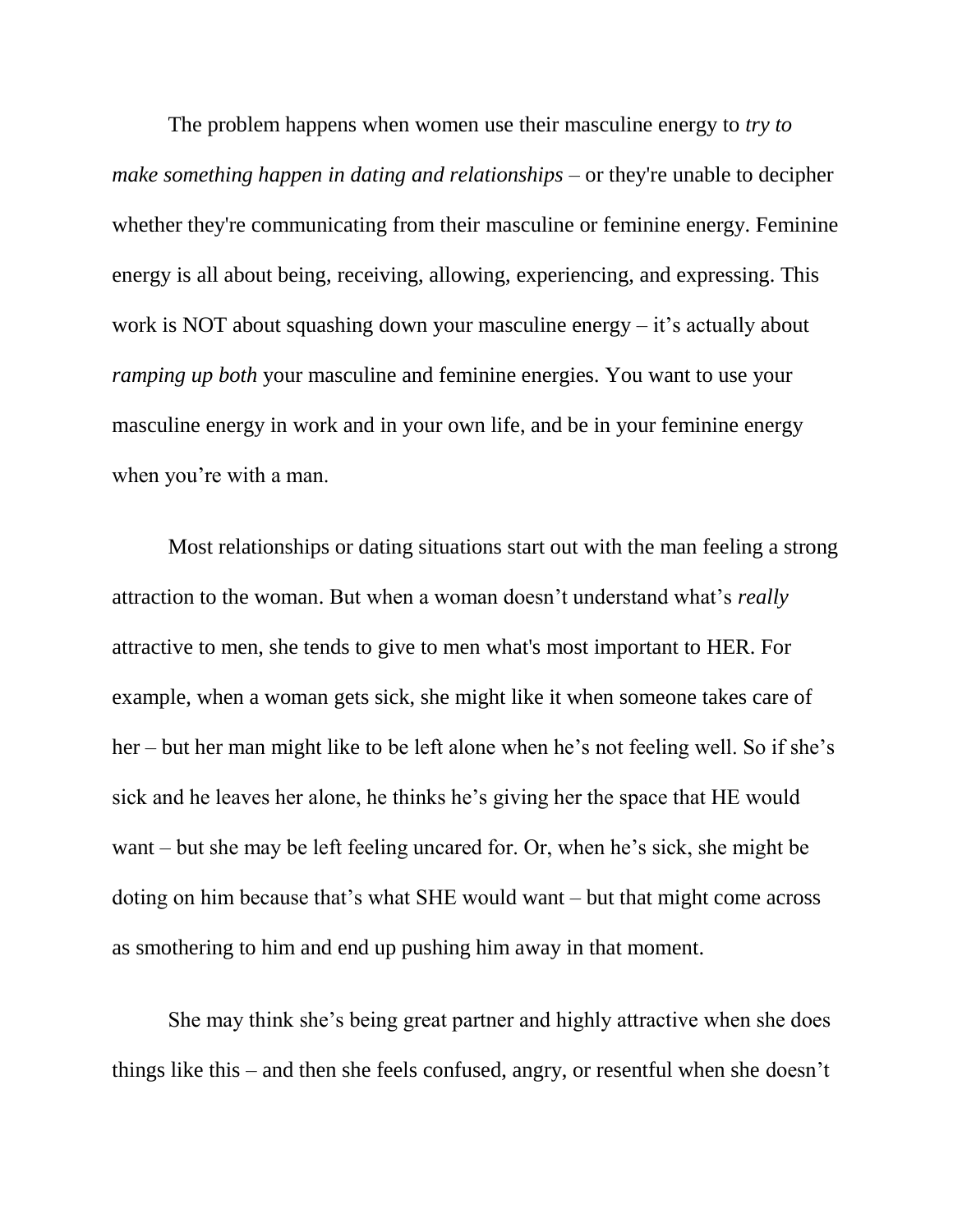The problem happens when women use their masculine energy to *try to make something happen in dating and relationships* – or they're unable to decipher whether they're communicating from their masculine or feminine energy. Feminine energy is all about being, receiving, allowing, experiencing, and expressing. This work is NOT about squashing down your masculine energy – it's actually about *ramping up both* your masculine and feminine energies. You want to use your masculine energy in work and in your own life, and be in your feminine energy when you're with a man.

Most relationships or dating situations start out with the man feeling a strong attraction to the woman. But when a woman doesn't understand what's *really* attractive to men, she tends to give to men what's most important to HER. For example, when a woman gets sick, she might like it when someone takes care of her – but her man might like to be left alone when he's not feeling well. So if she's sick and he leaves her alone, he thinks he's giving her the space that HE would want – but she may be left feeling uncared for. Or, when he's sick, she might be doting on him because that's what SHE would want – but that might come across as smothering to him and end up pushing him away in that moment.

She may think she's being great partner and highly attractive when she does things like this – and then she feels confused, angry, or resentful when she doesn't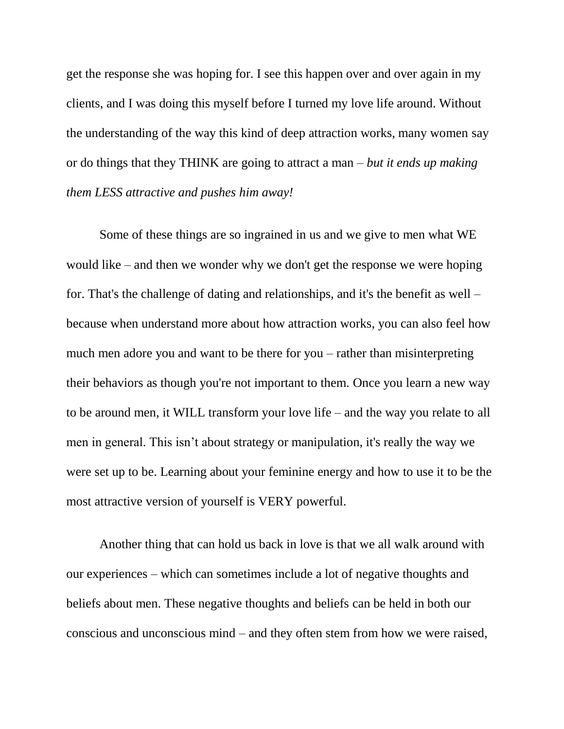get the response she was hoping for. I see this happen over and over again in my clients, and I was doing this myself before I turned my love life around. Without the understanding of the way this kind of deep attraction works, many women say or do things that they THINK are going to attract a man – *but it ends up making them LESS attractive and pushes him away!*

Some of these things are so ingrained in us and we give to men what WE would like – and then we wonder why we don't get the response we were hoping for. That's the challenge of dating and relationships, and it's the benefit as well – because when understand more about how attraction works, you can also feel how much men adore you and want to be there for you – rather than misinterpreting their behaviors as though you're not important to them. Once you learn a new way to be around men, it WILL transform your love life – and the way you relate to all men in general. This isn't about strategy or manipulation, it's really the way we were set up to be. Learning about your feminine energy and how to use it to be the most attractive version of yourself is VERY powerful.

Another thing that can hold us back in love is that we all walk around with our experiences – which can sometimes include a lot of negative thoughts and beliefs about men. These negative thoughts and beliefs can be held in both our conscious and unconscious mind – and they often stem from how we were raised,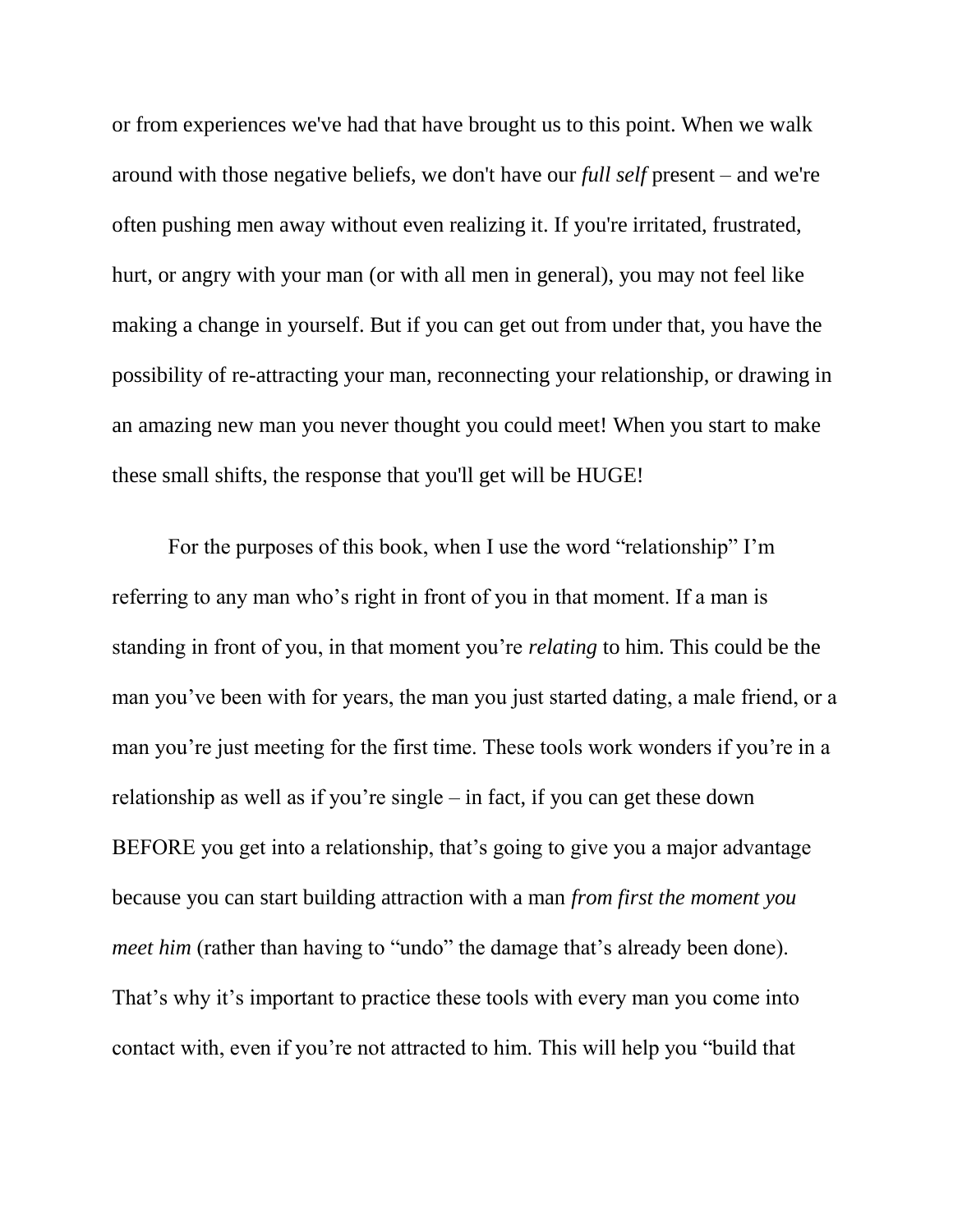or from experiences we've had that have brought us to this point. When we walk around with those negative beliefs, we don't have our *full self* present – and we're often pushing men away without even realizing it. If you're irritated, frustrated, hurt, or angry with your man (or with all men in general), you may not feel like making a change in yourself. But if you can get out from under that, you have the possibility of re-attracting your man, reconnecting your relationship, or drawing in an amazing new man you never thought you could meet! When you start to make these small shifts, the response that you'll get will be HUGE!

For the purposes of this book, when I use the word "relationship" I'm referring to any man who's right in front of you in that moment. If a man is standing in front of you, in that moment you're *relating* to him. This could be the man you've been with for years, the man you just started dating, a male friend, or a man you're just meeting for the first time. These tools work wonders if you're in a relationship as well as if you're single – in fact, if you can get these down BEFORE you get into a relationship, that's going to give you a major advantage because you can start building attraction with a man *from first the moment you meet him* (rather than having to "undo" the damage that's already been done). That's why it's important to practice these tools with every man you come into contact with, even if you're not attracted to him. This will help you "build that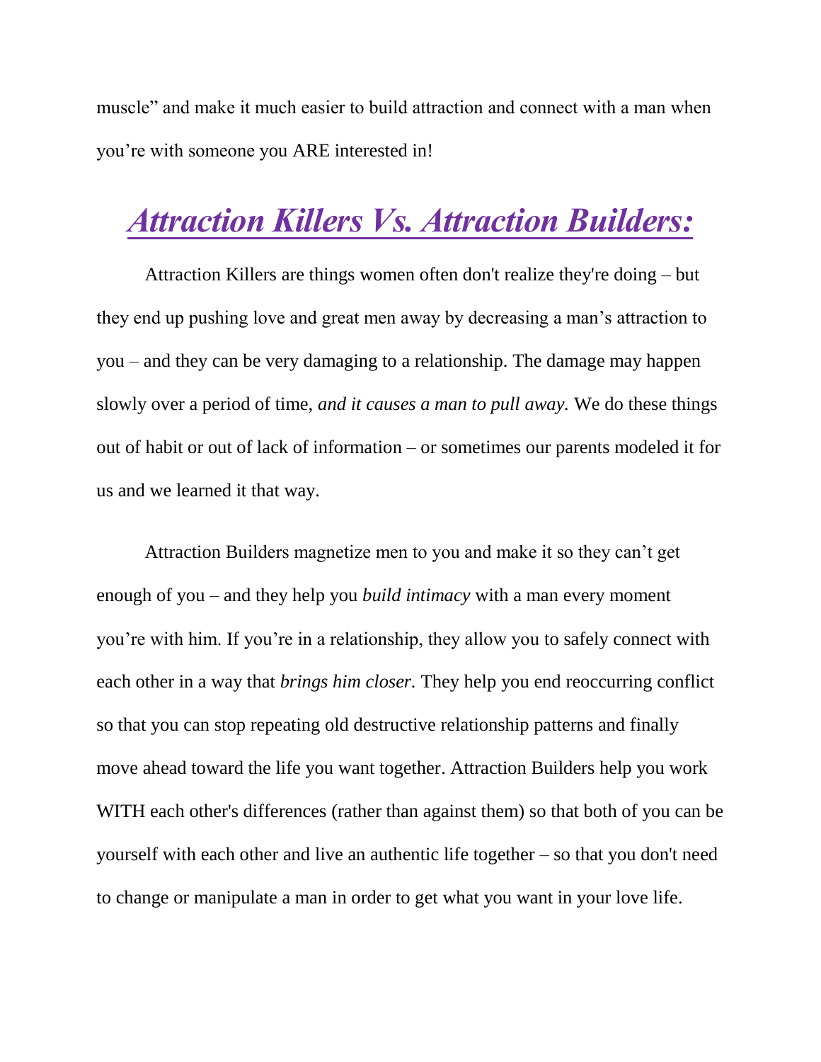muscle" and make it much easier to build attraction and connect with a man when you're with someone you ARE interested in!

## *Attraction Killers Vs. Attraction Builders:*

Attraction Killers are things women often don't realize they're doing – but they end up pushing love and great men away by decreasing a man's attraction to you – and they can be very damaging to a relationship. The damage may happen slowly over a period of time, *and it causes a man to pull away.* We do these things out of habit or out of lack of information – or sometimes our parents modeled it for us and we learned it that way.

Attraction Builders magnetize men to you and make it so they can't get enough of you – and they help you *build intimacy* with a man every moment you're with him. If you're in a relationship, they allow you to safely connect with each other in a way that *brings him closer.* They help you end reoccurring conflict so that you can stop repeating old destructive relationship patterns and finally move ahead toward the life you want together. Attraction Builders help you work WITH each other's differences (rather than against them) so that both of you can be yourself with each other and live an authentic life together – so that you don't need to change or manipulate a man in order to get what you want in your love life.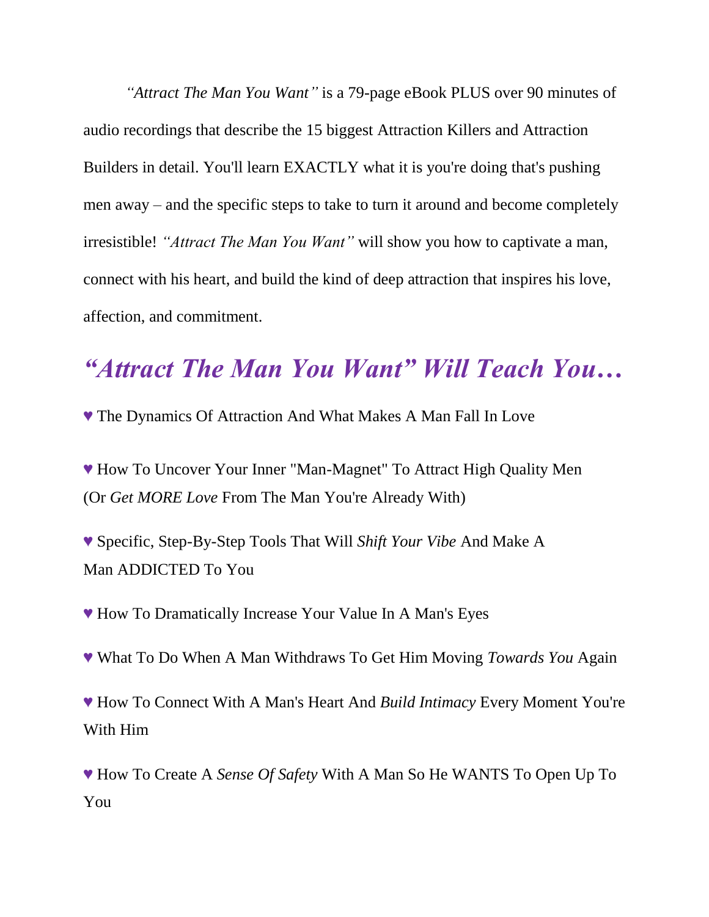*"Attract The Man You Want"* is a 79-page eBook PLUS over 90 minutes of audio recordings that describe the 15 biggest Attraction Killers and Attraction Builders in detail. You'll learn EXACTLY what it is you're doing that's pushing men away – and the specific steps to take to turn it around and become completely irresistible! *"Attract The Man You Want"* will show you how to captivate a man, connect with his heart, and build the kind of deep attraction that inspires his love, affection, and commitment.

## *"Attract The Man You Want" Will Teach You…*

♥ The Dynamics Of Attraction And What Makes A Man Fall In Love

♥ How To Uncover Your Inner "Man-Magnet" To Attract High Quality Men (Or *Get MORE Love* From The Man You're Already With)

♥ Specific, Step-By-Step Tools That Will *Shift Your Vibe* And Make A Man ADDICTED To You

♥ How To Dramatically Increase Your Value In A Man's Eyes

♥ What To Do When A Man Withdraws To Get Him Moving *Towards You* Again

♥ How To Connect With A Man's Heart And *Build Intimacy* Every Moment You're With Him

♥ How To Create A *Sense Of Safety* With A Man So He WANTS To Open Up To You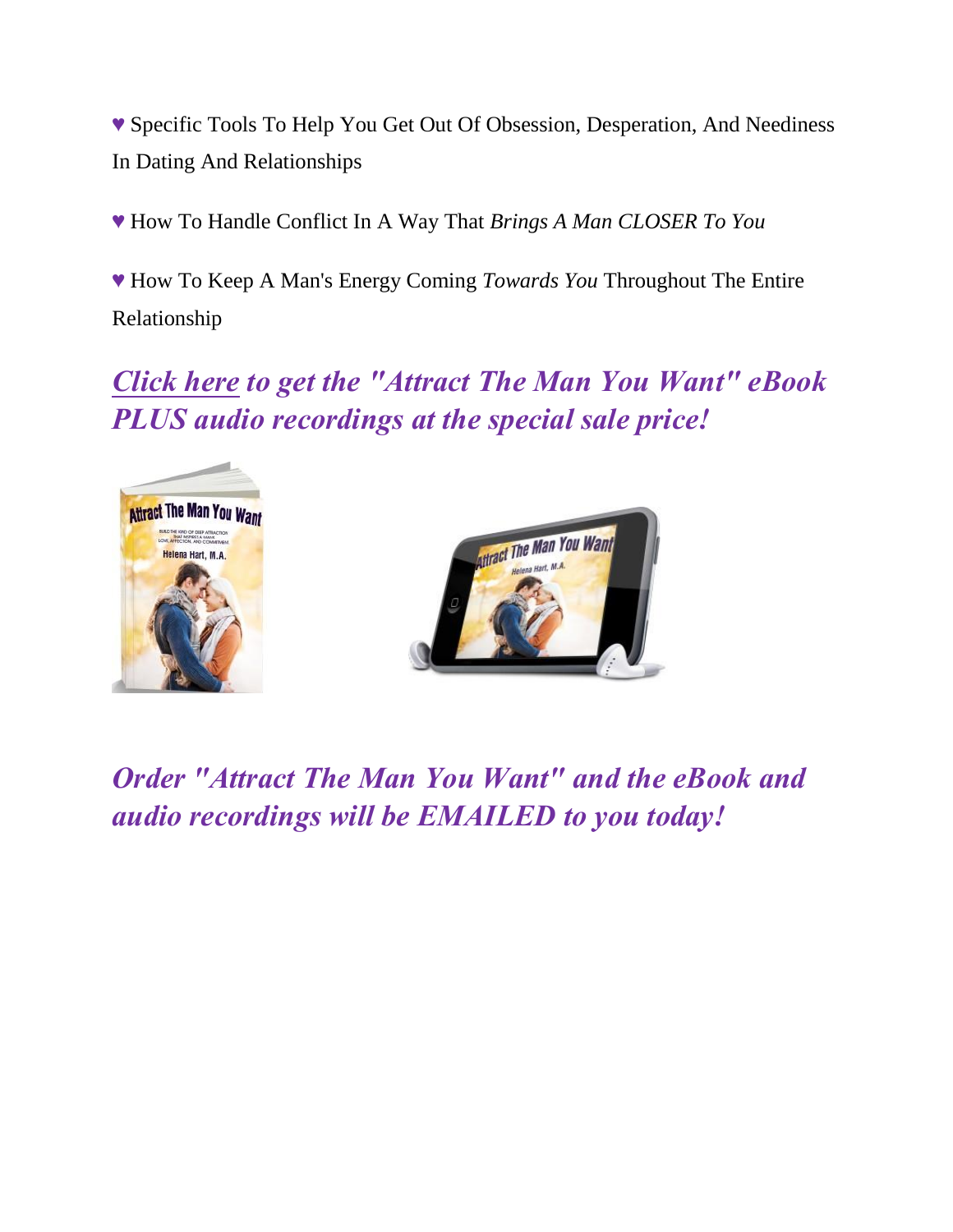♥ Specific Tools To Help You Get Out Of Obsession, Desperation, And Neediness In Dating And Relationships

♥ How To Handle Conflict In A Way That *Brings A Man CLOSER To You*

♥ How To Keep A Man's Energy Coming *Towards You* Throughout The Entire Relationship

***Click here to get the "Attract The Man You Want" eBook PLUS audio recordings at the special sale price!***

***Order "Attract The Man You Want" and the eBook and audio recordings will be EMAILED to you today!***